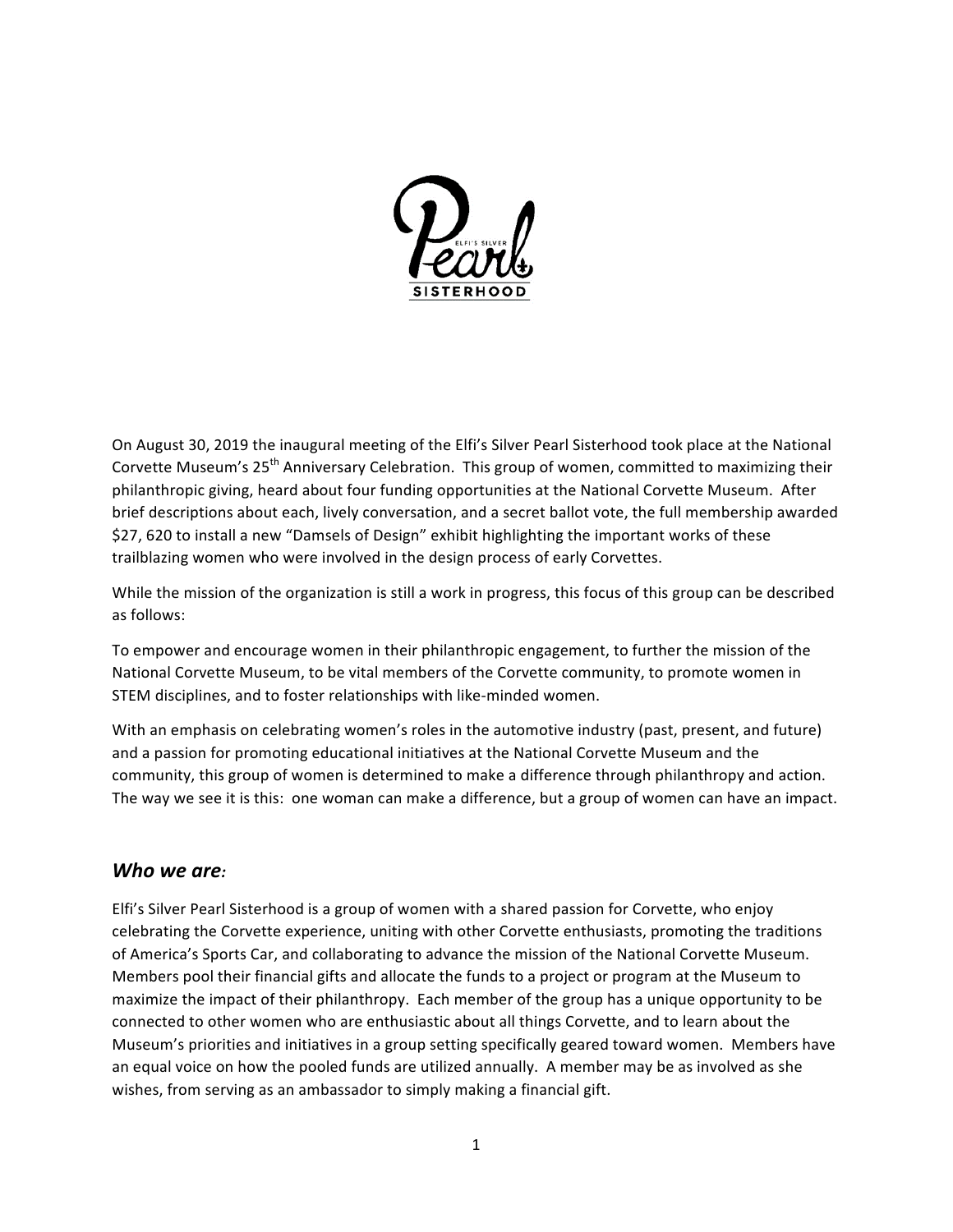On August 30, 2019 the inaugural meeting of the Elfi's Silver Pearl Sisterhood took place at the National Corvette Museum's 25th Anniversary Celebration. This group of women, committed to maximizing their philanthropic giving, heard about four funding opportunities at the National Corvette Museum. After brief descriptions about each, lively conversation, and a secret ballot vote, the full membership awarded $27, 620 to install a new "Damsels of Design" exhibit highlighting the important works of these trailblazing women who were involved in the design process of early Corvettes.

While the mission of the organization is still a work in progress, this focus of this group can be described as follows:

To empower and encourage women in their philanthropic engagement, to further the mission of the National Corvette Museum, to be vital members of the Corvette community, to promote women in STEM disciplines, and to foster relationships with like-minded women.

With an emphasis on celebrating women's roles in the automotive industry (past, present, and future) and a passion for promoting educational initiatives at the National Corvette Museum and the community, this group of women is determined to make a difference through philanthropy and action. The way we see it is this: one woman can make a difference, but a group of women can have an impact.

## *Who we are:*

Elfi's Silver Pearl Sisterhood is a group of women with a shared passion for Corvette, who enjoy celebrating the Corvette experience, uniting with other Corvette enthusiasts, promoting the traditions of America's Sports Car, and collaborating to advance the mission of the National Corvette Museum. Members pool their financial gifts and allocate the funds to a project or program at the Museum to maximize the impact of their philanthropy. Each member of the group has a unique opportunity to be connected to other women who are enthusiastic about all things Corvette, and to learn about the Museum's priorities and initiatives in a group setting specifically geared toward women. Members have an equal voice on how the pooled funds are utilized annually. A member may be as involved as she wishes, from serving as an ambassador to simply making a financial gift.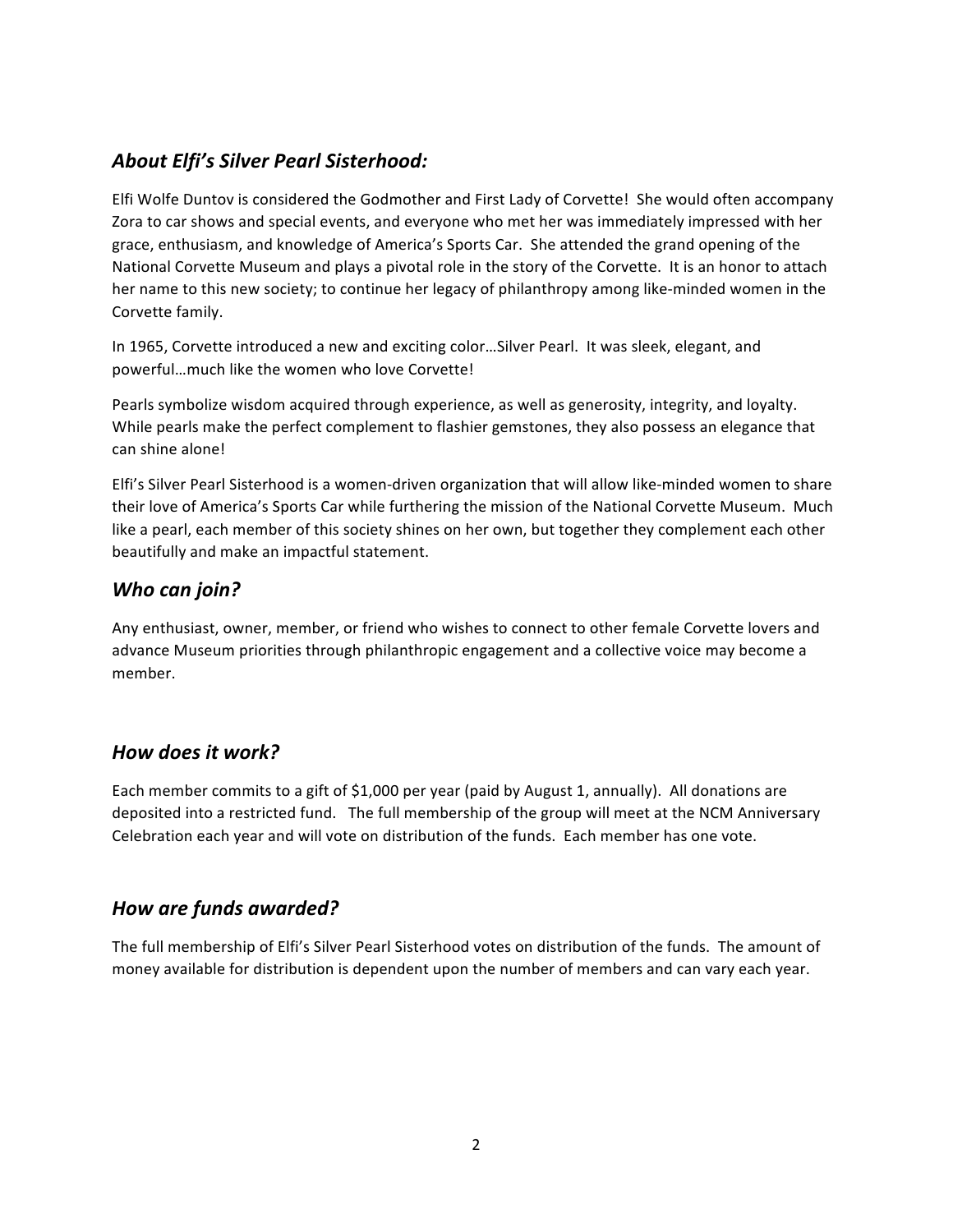## *About Elfi's Silver Pearl Sisterhood:*

Elfi Wolfe Duntov is considered the Godmother and First Lady of Corvette! She would often accompany Zora to car shows and special events, and everyone who met her was immediately impressed with her grace, enthusiasm, and knowledge of America's Sports Car. She attended the grand opening of the National Corvette Museum and plays a pivotal role in the story of the Corvette. It is an honor to attach her name to this new society; to continue her legacy of philanthropy among like-minded women in the Corvette family.

In 1965, Corvette introduced a new and exciting color…Silver Pearl. It was sleek, elegant, and powerful…much like the women who love Corvette!

Pearls symbolize wisdom acquired through experience, as well as generosity, integrity, and loyalty. While pearls make the perfect complement to flashier gemstones, they also possess an elegance that can shine alone!

Elfi's Silver Pearl Sisterhood is a women-driven organization that will allow like-minded women to share their love of America's Sports Car while furthering the mission of the National Corvette Museum. Much like a pearl, each member of this society shines on her own, but together they complement each other beautifully and make an impactful statement.

## *Who can join?*

Any enthusiast, owner, member, or friend who wishes to connect to other female Corvette lovers and advance Museum priorities through philanthropic engagement and a collective voice may become a member.

## *How does it work?*

Each member commits to a gift of $1,000 per year (paid by August 1, annually). All donations are deposited into a restricted fund. The full membership of the group will meet at the NCM Anniversary Celebration each year and will vote on distribution of the funds. Each member has one vote.

## *How are funds awarded?*

The full membership of Elfi's Silver Pearl Sisterhood votes on distribution of the funds. The amount of money available for distribution is dependent upon the number of members and can vary each year.